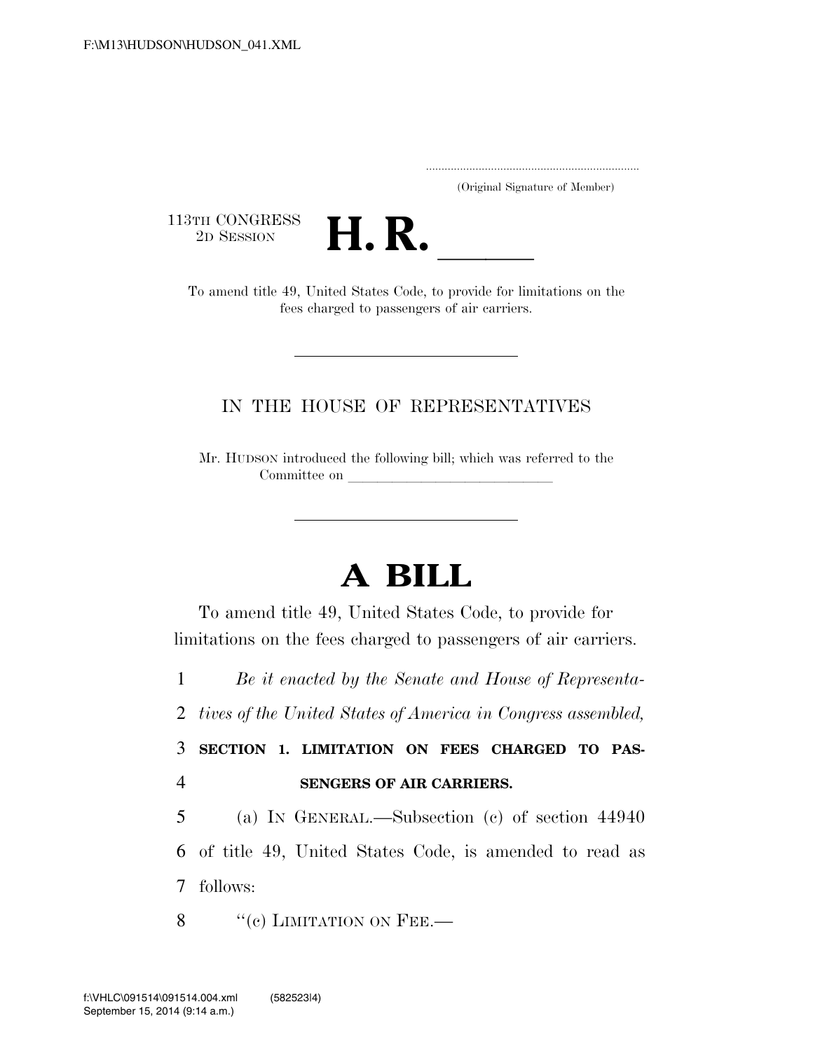F:\M13\HUDSON\HUDSON_041.XML

.....................................................................
(Original Signature of Member)

113TH CONGRESS
2D SESSION

# H. R. \_\_\_\_\_

To amend title 49, United States Code, to provide for limitations on the fees charged to passengers of air carriers.

---

IN THE HOUSE OF REPRESENTATIVES

Mr. HUDSON introduced the following bill; which was referred to the Committee on \_\_\_\_\_\_\_\_\_\_\_\_\_\_\_\_\_\_\_\_\_\_\_\_\_\_\_\_\_\_

---

# A BILL

To amend title 49, United States Code, to provide for limitations on the fees charged to passengers of air carriers.

1 *Be it enacted by the Senate and House of Representa-*
2 *tives of the United States of America in Congress assembled,*

3 **SECTION 1. LIMITATION ON FEES CHARGED TO PAS-**
4 **SENGERS OF AIR CARRIERS.**

5 (a) IN GENERAL.—Subsection (c) of section 44940
6 of title 49, United States Code, is amended to read as
7 follows:

8 "(c) LIMITATION ON FEE.—

f:\VHLC\091514\091514.004.xml (582523|4)
September 15, 2014 (9:14 a.m.)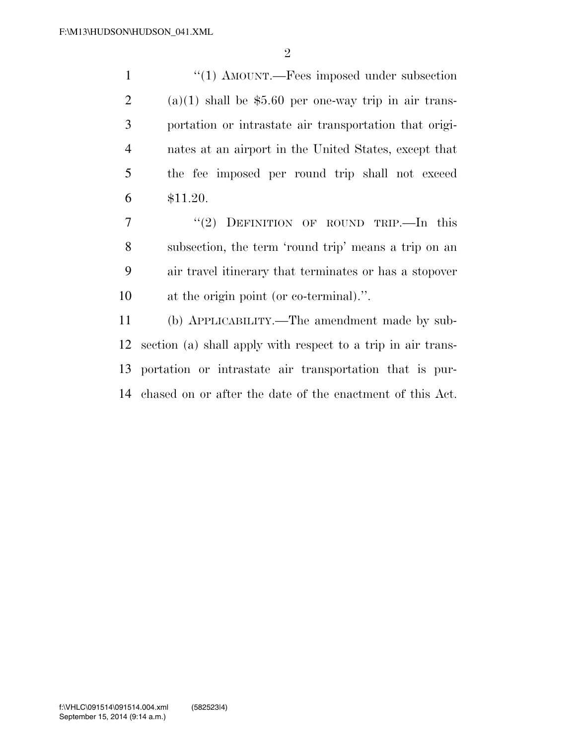"(1) AMOUNT.—Fees imposed under subsection (a)(1) shall be $5.60 per one-way trip in air transportation or intrastate air transportation that originates at an airport in the United States, except that the fee imposed per round trip shall not exceed $11.20.

"(2) DEFINITION OF ROUND TRIP.—In this subsection, the term 'round trip' means a trip on an air travel itinerary that terminates or has a stopover at the origin point (or co-terminal).".

(b) APPLICABILITY.—The amendment made by subsection (a) shall apply with respect to a trip in air transportation or intrastate air transportation that is purchased on or after the date of the enactment of this Act.